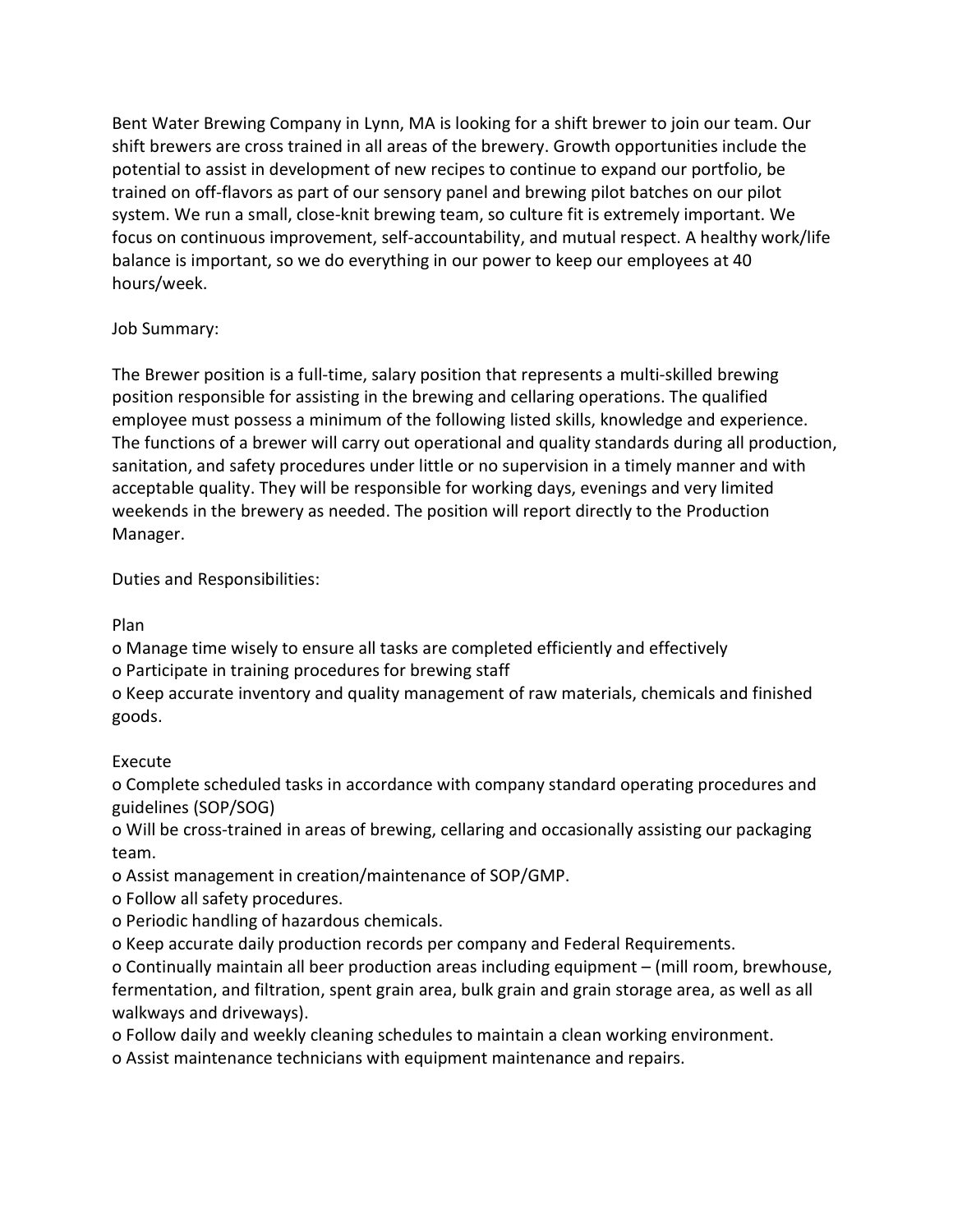Bent Water Brewing Company in Lynn, MA is looking for a shift brewer to join our team. Our shift brewers are cross trained in all areas of the brewery. Growth opportunities include the potential to assist in development of new recipes to continue to expand our portfolio, be trained on off-flavors as part of our sensory panel and brewing pilot batches on our pilot system. We run a small, close-knit brewing team, so culture fit is extremely important. We focus on continuous improvement, self-accountability, and mutual respect. A healthy work/life balance is important, so we do everything in our power to keep our employees at 40 hours/week.

Job Summary:

The Brewer position is a full-time, salary position that represents a multi-skilled brewing position responsible for assisting in the brewing and cellaring operations. The qualified employee must possess a minimum of the following listed skills, knowledge and experience. The functions of a brewer will carry out operational and quality standards during all production, sanitation, and safety procedures under little or no supervision in a timely manner and with acceptable quality. They will be responsible for working days, evenings and very limited weekends in the brewery as needed. The position will report directly to the Production Manager.

Duties and Responsibilities:

Plan

- Manage time wisely to ensure all tasks are completed efficiently and effectively
- Participate in training procedures for brewing staff
- Keep accurate inventory and quality management of raw materials, chemicals and finished goods.

Execute

- Complete scheduled tasks in accordance with company standard operating procedures and guidelines (SOP/SOG)
- Will be cross-trained in areas of brewing, cellaring and occasionally assisting our packaging team.
- Assist management in creation/maintenance of SOP/GMP.
- Follow all safety procedures.
- Periodic handling of hazardous chemicals.
- Keep accurate daily production records per company and Federal Requirements.
- Continually maintain all beer production areas including equipment – (mill room, brewhouse, fermentation, and filtration, spent grain area, bulk grain and grain storage area, as well as all walkways and driveways).
- Follow daily and weekly cleaning schedules to maintain a clean working environment.
- Assist maintenance technicians with equipment maintenance and repairs.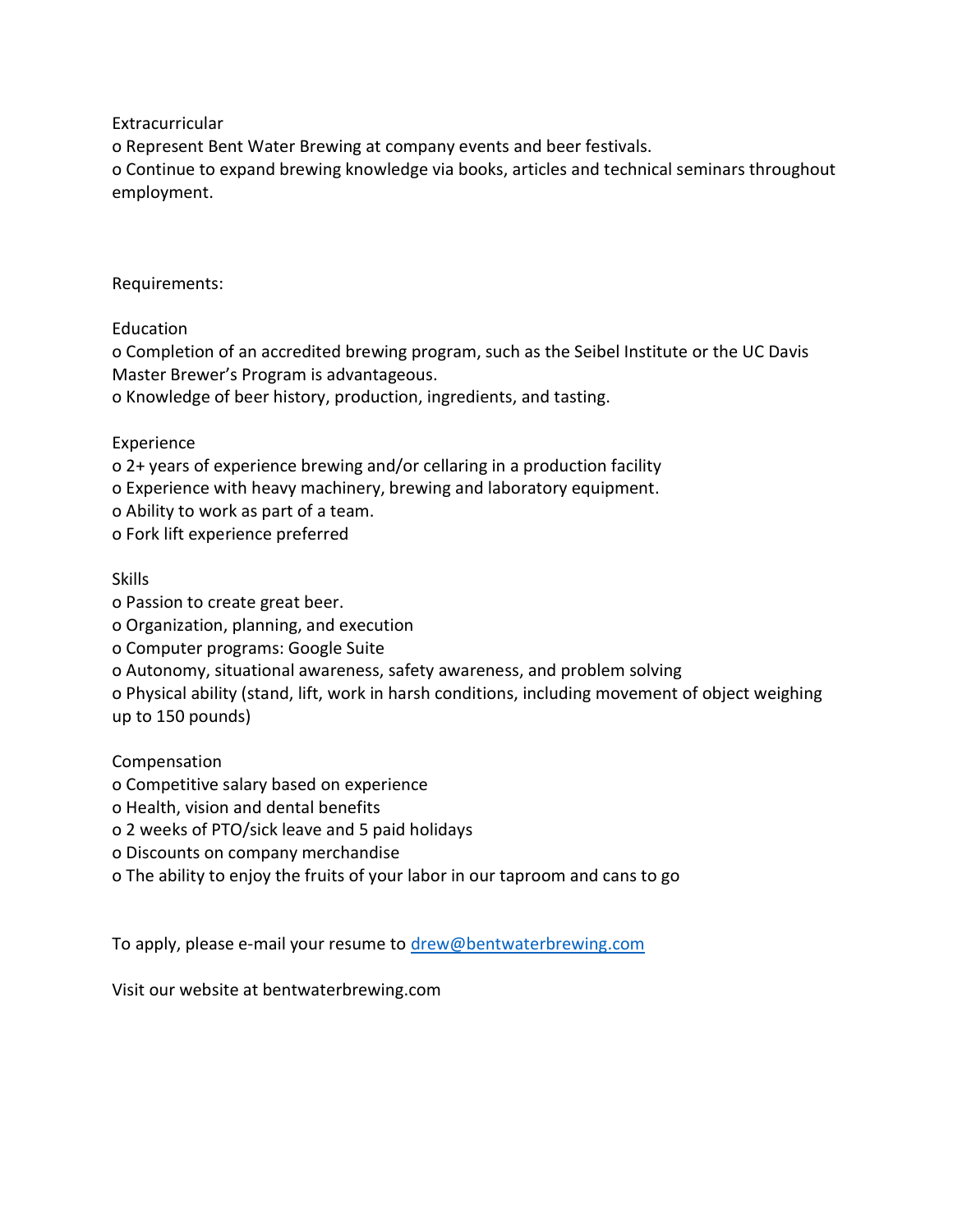Extracurricular

- Represent Bent Water Brewing at company events and beer festivals.
- Continue to expand brewing knowledge via books, articles and technical seminars throughout employment.

Requirements:

Education

- Completion of an accredited brewing program, such as the Seibel Institute or the UC Davis Master Brewer's Program is advantageous.
- Knowledge of beer history, production, ingredients, and tasting.

Experience

- 2+ years of experience brewing and/or cellaring in a production facility
- Experience with heavy machinery, brewing and laboratory equipment.
- Ability to work as part of a team.
- Fork lift experience preferred

Skills

- Passion to create great beer.
- Organization, planning, and execution
- Computer programs: Google Suite
- Autonomy, situational awareness, safety awareness, and problem solving
- Physical ability (stand, lift, work in harsh conditions, including movement of object weighing up to 150 pounds)

Compensation

- Competitive salary based on experience
- Health, vision and dental benefits
- 2 weeks of PTO/sick leave and 5 paid holidays
- Discounts on company merchandise
- The ability to enjoy the fruits of your labor in our taproom and cans to go

To apply, please e-mail your resume to [drew@bentwaterbrewing.com](mailto:drew@bentwaterbrewing.com)

Visit our website at bentwaterbrewing.com